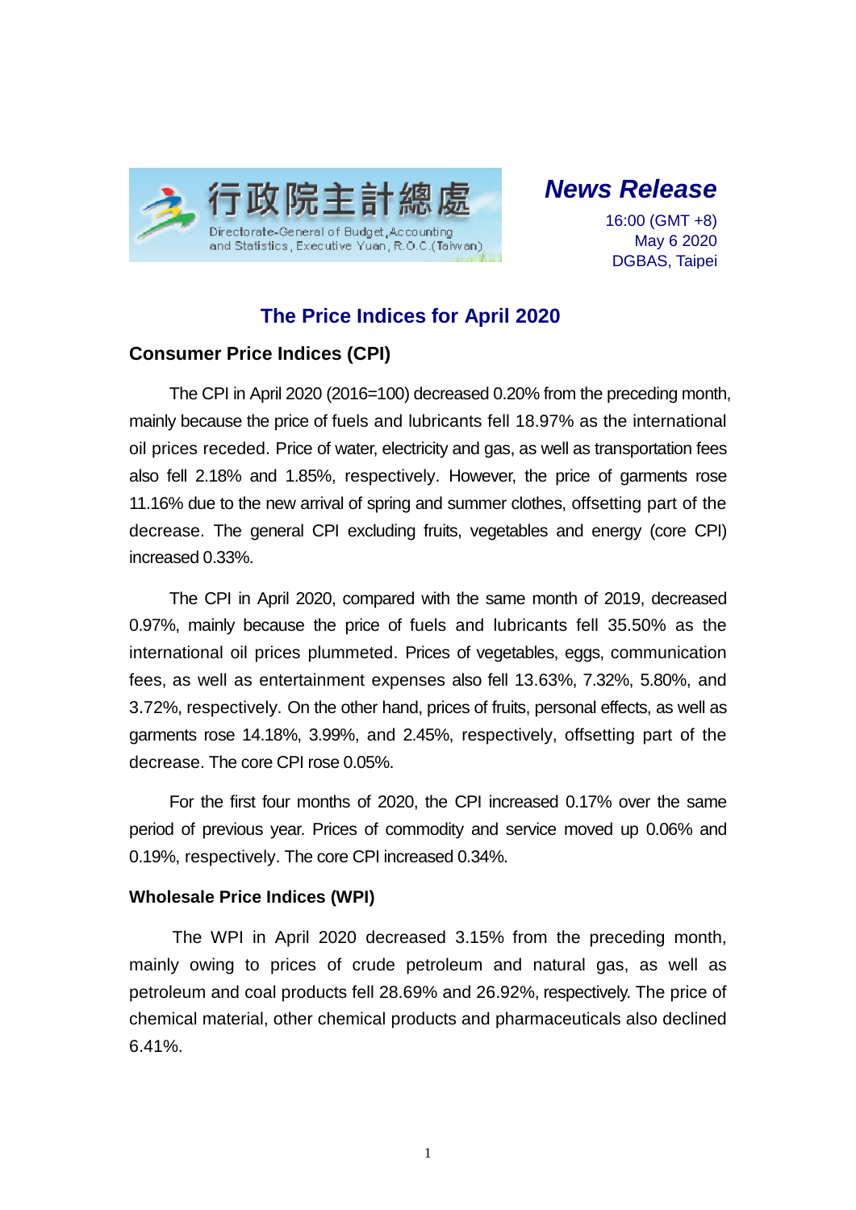行政院主計總處
Directorate-General of Budget, Accounting and Statistics, Executive Yuan, R.O.C.(Taiwan)

***News Release***

16:00 (GMT +8)
May 6 2020
DGBAS, Taipei

# The Price Indices for April 2020

## Consumer Price Indices (CPI)

The CPI in April 2020 (2016=100) decreased 0.20% from the preceding month, mainly because the price of fuels and lubricants fell 18.97% as the international oil prices receded. Price of water, electricity and gas, as well as transportation fees also fell 2.18% and 1.85%, respectively. However, the price of garments rose 11.16% due to the new arrival of spring and summer clothes, offsetting part of the decrease. The general CPI excluding fruits, vegetables and energy (core CPI) increased 0.33%.

The CPI in April 2020, compared with the same month of 2019, decreased 0.97%, mainly because the price of fuels and lubricants fell 35.50% as the international oil prices plummeted. Prices of vegetables, eggs, communication fees, as well as entertainment expenses also fell 13.63%, 7.32%, 5.80%, and 3.72%, respectively. On the other hand, prices of fruits, personal effects, as well as garments rose 14.18%, 3.99%, and 2.45%, respectively, offsetting part of the decrease. The core CPI rose 0.05%.

For the first four months of 2020, the CPI increased 0.17% over the same period of previous year. Prices of commodity and service moved up 0.06% and 0.19%, respectively. The core CPI increased 0.34%.

## Wholesale Price Indices (WPI)

The WPI in April 2020 decreased 3.15% from the preceding month, mainly owing to prices of crude petroleum and natural gas, as well as petroleum and coal products fell 28.69% and 26.92%, respectively. The price of chemical material, other chemical products and pharmaceuticals also declined 6.41%.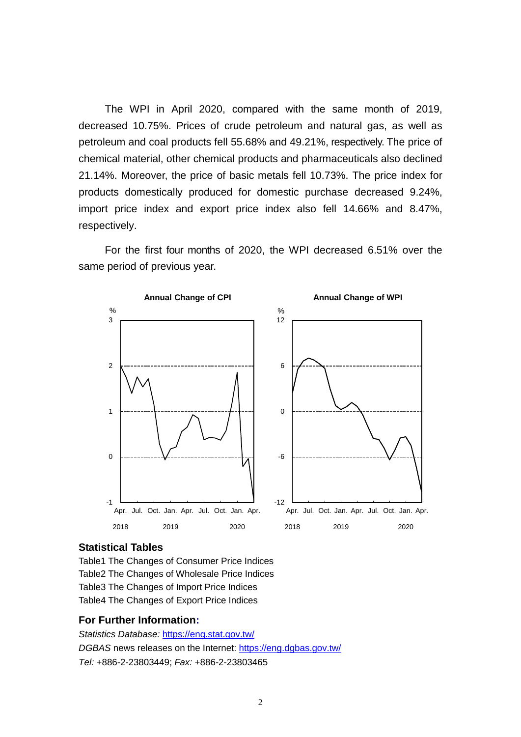The WPI in April 2020, compared with the same month of 2019, decreased 10.75%. Prices of crude petroleum and natural gas, as well as petroleum and coal products fell 55.68% and 49.21%, respectively. The price of chemical material, other chemical products and pharmaceuticals also declined 21.14%. Moreover, the price of basic metals fell 10.73%. The price index for products domestically produced for domestic purchase decreased 9.24%, import price index and export price index also fell 14.66% and 8.47%, respectively.

For the first four months of 2020, the WPI decreased 6.51% over the same period of previous year.

**Annual Change of CPI**

%

3

2

1

0

-1

Apr. Jul. Oct. Jan. Apr. Jul. Oct. Jan. Apr.

2018 2019 2020

**Annual Change of WPI**

%

12

6

0

-6

-12

Apr. Jul. Oct. Jan. Apr. Jul. Oct. Jan. Apr.

2018 2019 2020

## Statistical Tables

Table1 The Changes of Consumer Price Indices

Table2 The Changes of Wholesale Price Indices

Table3 The Changes of Import Price Indices

Table4 The Changes of Export Price Indices

## For Further Information:

*Statistics Database:* https://eng.stat.gov.tw/

*DGBAS* news releases on the Internet: https://eng.dgbas.gov.tw/

*Tel:* +886-2-23803449; *Fax:* +886-2-23803465